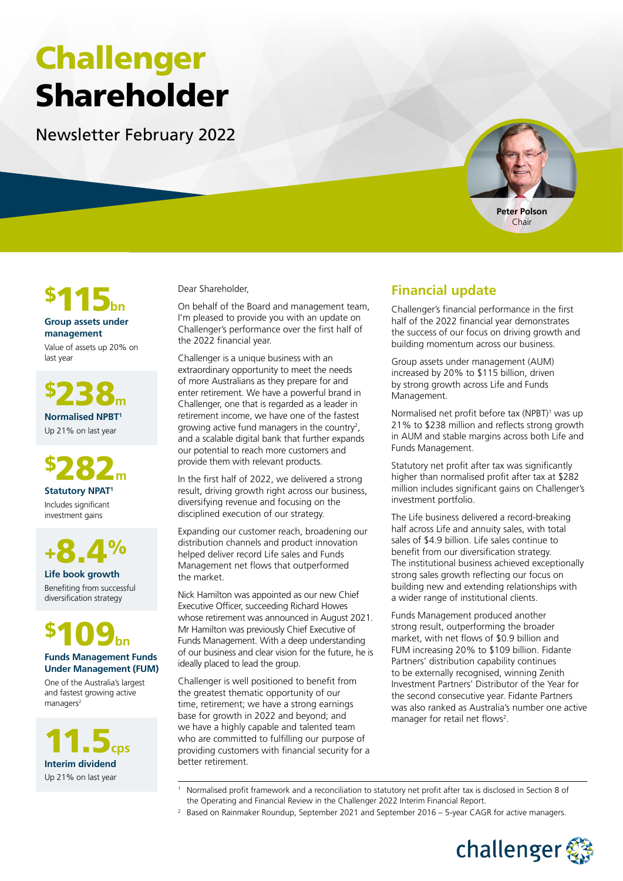# Challenger Shareholder

Newsletter February 2022

**Peter Polson**
Chair

**$115bn**
**Group assets under management**
Value of assets up 20% on last year

**$238m**
**Normalised NPBT[1]**
Up 21% on last year

**$282m**
**Statutory NPAT[1]**
Includes significant investment gains

**+8.4%**
**Life book growth**
Benefiting from successful diversification strategy

**$109bn**
**Funds Management Funds Under Management (FUM)**
One of the Australia's largest and fastest growing active managers[2]

**11.5cps**
**Interim dividend**
Up 21% on last year

Dear Shareholder,

On behalf of the Board and management team, I'm pleased to provide you with an update on Challenger's performance over the first half of the 2022 financial year.

Challenger is a unique business with an extraordinary opportunity to meet the needs of more Australians as they prepare for and enter retirement. We have a powerful brand in Challenger, one that is regarded as a leader in retirement income, we have one of the fastest growing active fund managers in the country[2], and a scalable digital bank that further expands our potential to reach more customers and provide them with relevant products.

In the first half of 2022, we delivered a strong result, driving growth right across our business, diversifying revenue and focusing on the disciplined execution of our strategy.

Expanding our customer reach, broadening our distribution channels and product innovation helped deliver record Life sales and Funds Management net flows that outperformed the market.

Nick Hamilton was appointed as our new Chief Executive Officer, succeeding Richard Howes whose retirement was announced in August 2021. Mr Hamilton was previously Chief Executive of Funds Management. With a deep understanding of our business and clear vision for the future, he is ideally placed to lead the group.

Challenger is well positioned to benefit from the greatest thematic opportunity of our time, retirement; we have a strong earnings base for growth in 2022 and beyond; and we have a highly capable and talented team who are committed to fulfilling our purpose of providing customers with financial security for a better retirement.

## Financial update

Challenger's financial performance in the first half of the 2022 financial year demonstrates the success of our focus on driving growth and building momentum across our business.

Group assets under management (AUM) increased by 20% to $115 billion, driven by strong growth across Life and Funds Management.

Normalised net profit before tax (NPBT)[1] was up 21% to $238 million and reflects strong growth in AUM and stable margins across both Life and Funds Management.

Statutory net profit after tax was significantly higher than normalised profit after tax at $282 million includes significant gains on Challenger's investment portfolio.

The Life business delivered a record-breaking half across Life and annuity sales, with total sales of $4.9 billion. Life sales continue to benefit from our diversification strategy. The institutional business achieved exceptionally strong sales growth reflecting our focus on building new and extending relationships with a wider range of institutional clients.

Funds Management produced another strong result, outperforming the broader market, with net flows of $0.9 billion and FUM increasing 20% to $109 billion. Fidante Partners' distribution capability continues to be externally recognised, winning Zenith Investment Partners' Distributor of the Year for the second consecutive year. Fidante Partners was also ranked as Australia's number one active manager for retail net flows[2].

[1] Normalised profit framework and a reconciliation to statutory net profit after tax is disclosed in Section 8 of the Operating and Financial Review in the Challenger 2022 Interim Financial Report.

[2] Based on Rainmaker Roundup, September 2021 and September 2016 – 5-year CAGR for active managers.

challenger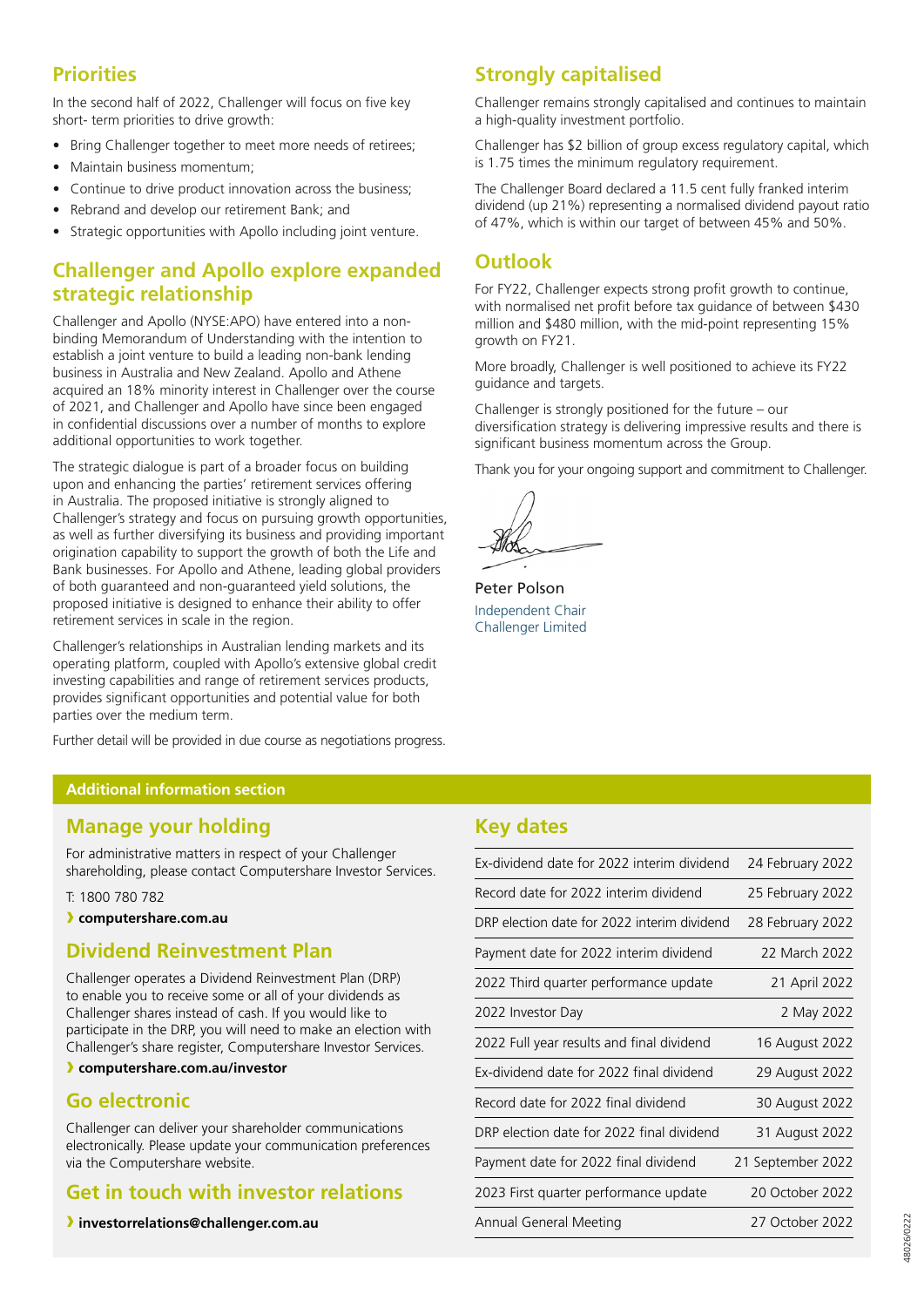## Priorities

In the second half of 2022, Challenger will focus on five key short- term priorities to drive growth:

- Bring Challenger together to meet more needs of retirees;
- Maintain business momentum;
- Continue to drive product innovation across the business;
- Rebrand and develop our retirement Bank; and
- Strategic opportunities with Apollo including joint venture.

## Challenger and Apollo explore expanded strategic relationship

Challenger and Apollo (NYSE:APO) have entered into a non-binding Memorandum of Understanding with the intention to establish a joint venture to build a leading non-bank lending business in Australia and New Zealand. Apollo and Athene acquired an 18% minority interest in Challenger over the course of 2021, and Challenger and Apollo have since been engaged in confidential discussions over a number of months to explore additional opportunities to work together.

The strategic dialogue is part of a broader focus on building upon and enhancing the parties' retirement services offering in Australia. The proposed initiative is strongly aligned to Challenger's strategy and focus on pursuing growth opportunities, as well as further diversifying its business and providing important origination capability to support the growth of both the Life and Bank businesses. For Apollo and Athene, leading global providers of both guaranteed and non-guaranteed yield solutions, the proposed initiative is designed to enhance their ability to offer retirement services in scale in the region.

Challenger's relationships in Australian lending markets and its operating platform, coupled with Apollo's extensive global credit investing capabilities and range of retirement services products, provides significant opportunities and potential value for both parties over the medium term.

Further detail will be provided in due course as negotiations progress.

## Strongly capitalised

Challenger remains strongly capitalised and continues to maintain a high-quality investment portfolio.

Challenger has $2 billion of group excess regulatory capital, which is 1.75 times the minimum regulatory requirement.

The Challenger Board declared a 11.5 cent fully franked interim dividend (up 21%) representing a normalised dividend payout ratio of 47%, which is within our target of between 45% and 50%.

## Outlook

For FY22, Challenger expects strong profit growth to continue, with normalised net profit before tax guidance of between $430 million and $480 million, with the mid-point representing 15% growth on FY21.

More broadly, Challenger is well positioned to achieve its FY22 guidance and targets.

Challenger is strongly positioned for the future – our diversification strategy is delivering impressive results and there is significant business momentum across the Group.

Thank you for your ongoing support and commitment to Challenger.

Peter Polson
Independent Chair
Challenger Limited

**Additional information section**

## Manage your holding

For administrative matters in respect of your Challenger shareholding, please contact Computershare Investor Services.

T: 1800 780 782

› **computershare.com.au**

## Dividend Reinvestment Plan

Challenger operates a Dividend Reinvestment Plan (DRP) to enable you to receive some or all of your dividends as Challenger shares instead of cash. If you would like to participate in the DRP, you will need to make an election with Challenger's share register, Computershare Investor Services.

› **computershare.com.au/investor**

## Go electronic

Challenger can deliver your shareholder communications electronically. Please update your communication preferences via the Computershare website.

## Get in touch with investor relations

› **investorrelations@challenger.com.au**

## Key dates

| | |
|---|---|
| Ex-dividend date for 2022 interim dividend | 24 February 2022 |
| Record date for 2022 interim dividend | 25 February 2022 |
| DRP election date for 2022 interim dividend | 28 February 2022 |
| Payment date for 2022 interim dividend | 22 March 2022 |
| 2022 Third quarter performance update | 21 April 2022 |
| 2022 Investor Day | 2 May 2022 |
| 2022 Full year results and final dividend | 16 August 2022 |
| Ex-dividend date for 2022 final dividend | 29 August 2022 |
| Record date for 2022 final dividend | 30 August 2022 |
| DRP election date for 2022 final dividend | 31 August 2022 |
| Payment date for 2022 final dividend | 21 September 2022 |
| 2023 First quarter performance update | 20 October 2022 |
| Annual General Meeting | 27 October 2022 |

48026/0222